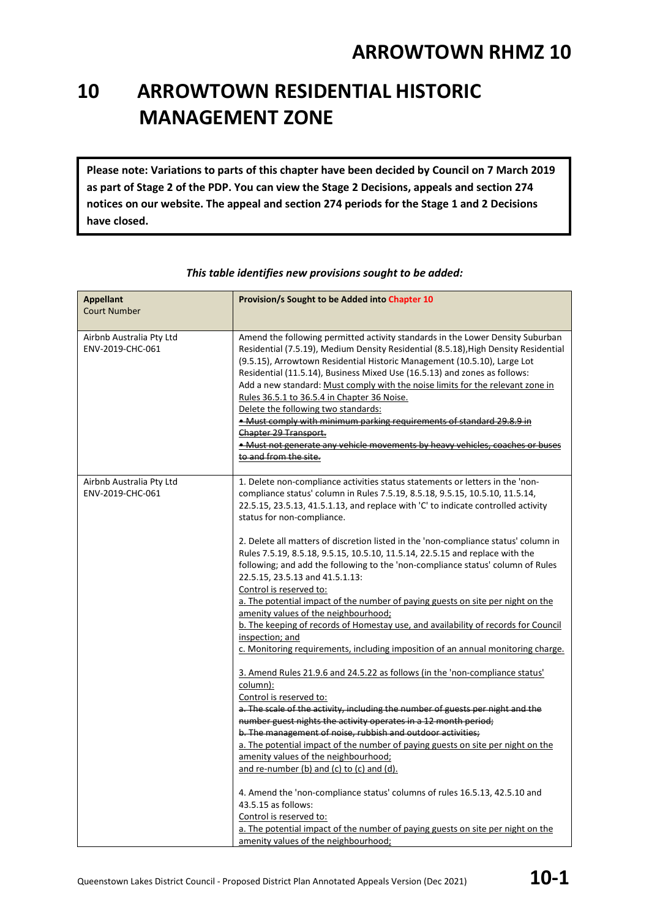# ARROWTOWN RHMZ 10

# 10 ARROWTOWN RESIDENTIAL HISTORIC MANAGEMENT ZONE

**Please note: Variations to parts of this chapter have been decided by Council on 7 March 2019 as part of Stage 2 of the PDP. You can view the Stage 2 Decisions, appeals and section 274 notices on our website. The appeal and section 274 periods for the Stage 1 and 2 Decisions have closed.**

*This table identifies new provisions sought to be added:*

| **Appellant**<br>Court Number | **Provision/s Sought to be Added into Chapter 10** |
|---|---|
| Airbnb Australia Pty Ltd<br>ENV-2019-CHC-061 | Amend the following permitted activity standards in the Lower Density Suburban Residential (7.5.19), Medium Density Residential (8.5.18),High Density Residential (9.5.15), Arrowtown Residential Historic Management (10.5.10), Large Lot Residential (11.5.14), Business Mixed Use (16.5.13) and zones as follows:<br>Add a new standard: <u>Must comply with the noise limits for the relevant zone in Rules 36.5.1 to 36.5.4 in Chapter 36 Noise.</u><br><u>Delete the following two standards:</u><br><u>~~• Must comply with minimum parking requirements of standard 29.8.9 in Chapter 29 Transport.~~</u><br><u>~~• Must not generate any vehicle movements by heavy vehicles, coaches or buses to and from the site.~~</u> |
| Airbnb Australia Pty Ltd<br>ENV-2019-CHC-061 | 1. Delete non-compliance activities status statements or letters in the 'non-compliance status' column in Rules 7.5.19, 8.5.18, 9.5.15, 10.5.10, 11.5.14, 22.5.15, 23.5.13, 41.5.1.13, and replace with 'C' to indicate controlled activity status for non-compliance.<br><br>2. Delete all matters of discretion listed in the 'non-compliance status' column in Rules 7.5.19, 8.5.18, 9.5.15, 10.5.10, 11.5.14, 22.5.15 and replace with the following; and add the following to the 'non-compliance status' column of Rules 22.5.15, 23.5.13 and 41.5.1.13:<br><u>Control is reserved to:</u><br><u>a. The potential impact of the number of paying guests on site per night on the amenity values of the neighbourhood;</u><br><u>b. The keeping of records of Homestay use, and availability of records for Council inspection; and</u><br><u>c. Monitoring requirements, including imposition of an annual monitoring charge.</u><br><br><u>3. Amend Rules 21.9.6 and 24.5.22 as follows (in the 'non-compliance status' column):</u><br><u>Control is reserved to:</u><br><u>~~a. The scale of the activity, including the number of guests per night and the number guest nights the activity operates in a 12 month period;~~</u><br><u>~~b. The management of noise, rubbish and outdoor activities;~~</u><br><u>a. The potential impact of the number of paying guests on site per night on the amenity values of the neighbourhood;</u><br><u>and re-number (b) and (c) to (c) and (d).</u><br><br>4. Amend the 'non-compliance status' columns of rules 16.5.13, 42.5.10 and 43.5.15 as follows:<br><u>Control is reserved to:</u><br><u>a. The potential impact of the number of paying guests on site per night on the amenity values of the neighbourhood;</u> |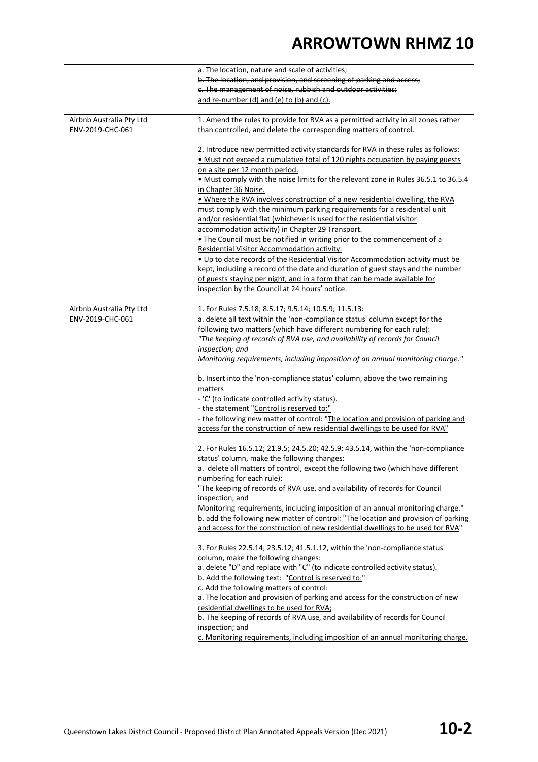| | |
|---|---|
| | ~~a. The location, nature and scale of activities;~~<br>~~b. The location, and provision, and screening of parking and access;~~<br>~~c. The management of noise, rubbish and outdoor activities;~~<br><u>and re-number (d) and (e) to (b) and (c).</u> |
| Airbnb Australia Pty Ltd<br>ENV-2019-CHC-061 | 1. Amend the rules to provide for RVA as a permitted activity in all zones rather than controlled, and delete the corresponding matters of control.<br><br>2. Introduce new permitted activity standards for RVA in these rules as follows:<br><u>• Must not exceed a cumulative total of 120 nights occupation by paying guests on a site per 12 month period.</u><br><u>• Must comply with the noise limits for the relevant zone in Rules 36.5.1 to 36.5.4 in Chapter 36 Noise.</u><br><u>• Where the RVA involves construction of a new residential dwelling, the RVA must comply with the minimum parking requirements for a residential unit and/or residential flat (whichever is used for the residential visitor accommodation activity) in Chapter 29 Transport.</u><br><u>• The Council must be notified in writing prior to the commencement of a Residential Visitor Accommodation activity.</u><br><u>• Up to date records of the Residential Visitor Accommodation activity must be kept, including a record of the date and duration of guest stays and the number of guests staying per night, and in a form that can be made available for inspection by the Council at 24 hours' notice.</u> |
| Airbnb Australia Pty Ltd<br>ENV-2019-CHC-061 | 1. For Rules 7.5.18; 8.5.17; 9.5.14; 10.5.9; 11.5.13:<br>a. delete all text within the 'non-compliance status' column except for the following two matters (which have different numbering for each rule):<br>*"The keeping of records of RVA use, and availability of records for Council inspection; and*<br>*Monitoring requirements, including imposition of an annual monitoring charge."*<br><br>b. Insert into the 'non-compliance status' column, above the two remaining matters<br>- 'C' (to indicate controlled activity status).<br>- the statement "<u>Control is reserved to:</u>"<br>- the following new matter of control: "<u>The location and provision of parking and access for the construction of new residential dwellings to be used for RVA</u>"<br><br>2. For Rules 16.5.12; 21.9.5; 24.5.20; 42.5.9; 43.5.14, within the 'non-compliance status' column, make the following changes:<br>a. delete all matters of control, except the following two (which have different numbering for each rule):<br>"The keeping of records of RVA use, and availability of records for Council inspection; and<br>Monitoring requirements, including imposition of an annual monitoring charge."<br>b. add the following new matter of control: "<u>The location and provision of parking and access for the construction of new residential dwellings to be used for RVA</u>"<br><br>3. For Rules 22.5.14; 23.5.12; 41.5.1.12, within the 'non-compliance status' column, make the following changes:<br>a. delete "D" and replace with "C" (to indicate controlled activity status).<br>b. Add the following text: "<u>Control is reserved to:</u>"<br>c. Add the following matters of control:<br><u>a. The location and provision of parking and access for the construction of new residential dwellings to be used for RVA;</u><br><u>b. The keeping of records of RVA use, and availability of records for Council inspection; and</u><br><u>c. Monitoring requirements, including imposition of an annual monitoring charge.</u> |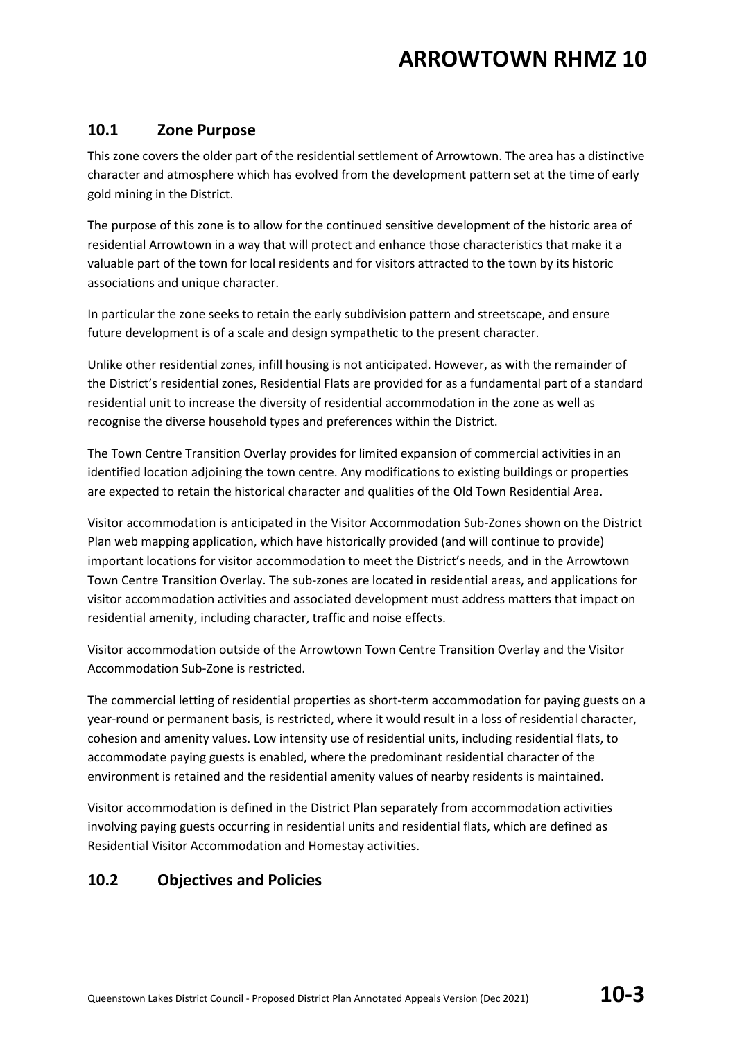## 10.1 Zone Purpose

This zone covers the older part of the residential settlement of Arrowtown. The area has a distinctive character and atmosphere which has evolved from the development pattern set at the time of early gold mining in the District.

The purpose of this zone is to allow for the continued sensitive development of the historic area of residential Arrowtown in a way that will protect and enhance those characteristics that make it a valuable part of the town for local residents and for visitors attracted to the town by its historic associations and unique character.

In particular the zone seeks to retain the early subdivision pattern and streetscape, and ensure future development is of a scale and design sympathetic to the present character.

Unlike other residential zones, infill housing is not anticipated. However, as with the remainder of the District's residential zones, Residential Flats are provided for as a fundamental part of a standard residential unit to increase the diversity of residential accommodation in the zone as well as recognise the diverse household types and preferences within the District.

The Town Centre Transition Overlay provides for limited expansion of commercial activities in an identified location adjoining the town centre. Any modifications to existing buildings or properties are expected to retain the historical character and qualities of the Old Town Residential Area.

Visitor accommodation is anticipated in the Visitor Accommodation Sub-Zones shown on the District Plan web mapping application, which have historically provided (and will continue to provide) important locations for visitor accommodation to meet the District's needs, and in the Arrowtown Town Centre Transition Overlay. The sub-zones are located in residential areas, and applications for visitor accommodation activities and associated development must address matters that impact on residential amenity, including character, traffic and noise effects.

Visitor accommodation outside of the Arrowtown Town Centre Transition Overlay and the Visitor Accommodation Sub-Zone is restricted.

The commercial letting of residential properties as short-term accommodation for paying guests on a year-round or permanent basis, is restricted, where it would result in a loss of residential character, cohesion and amenity values. Low intensity use of residential units, including residential flats, to accommodate paying guests is enabled, where the predominant residential character of the environment is retained and the residential amenity values of nearby residents is maintained.

Visitor accommodation is defined in the District Plan separately from accommodation activities involving paying guests occurring in residential units and residential flats, which are defined as Residential Visitor Accommodation and Homestay activities.

## 10.2 Objectives and Policies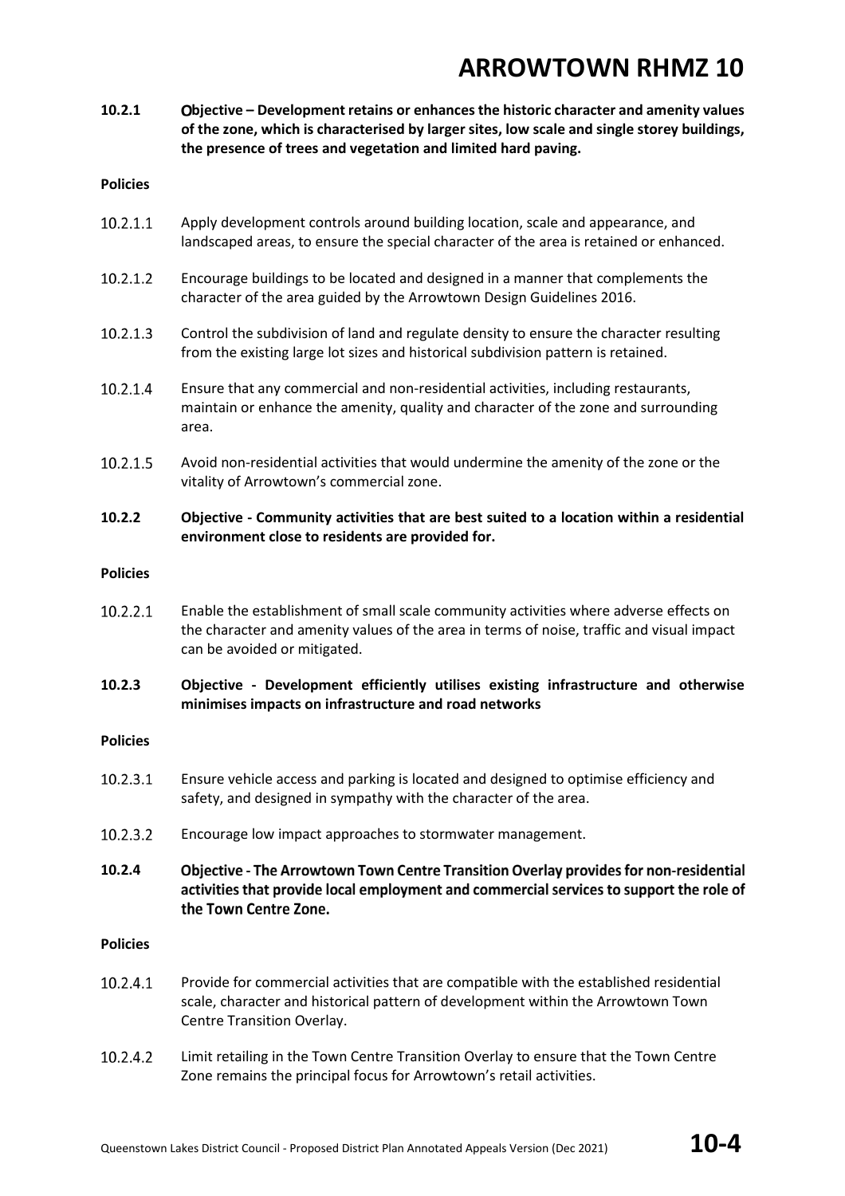**10.2.1 Objective – Development retains or enhances the historic character and amenity values of the zone, which is characterised by larger sites, low scale and single storey buildings, the presence of trees and vegetation and limited hard paving.**

**Policies**

10.2.1.1 Apply development controls around building location, scale and appearance, and landscaped areas, to ensure the special character of the area is retained or enhanced.

10.2.1.2 Encourage buildings to be located and designed in a manner that complements the character of the area guided by the Arrowtown Design Guidelines 2016.

10.2.1.3 Control the subdivision of land and regulate density to ensure the character resulting from the existing large lot sizes and historical subdivision pattern is retained.

10.2.1.4 Ensure that any commercial and non-residential activities, including restaurants, maintain or enhance the amenity, quality and character of the zone and surrounding area.

10.2.1.5 Avoid non-residential activities that would undermine the amenity of the zone or the vitality of Arrowtown's commercial zone.

**10.2.2 Objective - Community activities that are best suited to a location within a residential environment close to residents are provided for.**

**Policies**

10.2.2.1 Enable the establishment of small scale community activities where adverse effects on the character and amenity values of the area in terms of noise, traffic and visual impact can be avoided or mitigated.

**10.2.3 Objective - Development efficiently utilises existing infrastructure and otherwise minimises impacts on infrastructure and road networks**

**Policies**

10.2.3.1 Ensure vehicle access and parking is located and designed to optimise efficiency and safety, and designed in sympathy with the character of the area.

10.2.3.2 Encourage low impact approaches to stormwater management.

**10.2.4 Objective - The Arrowtown Town Centre Transition Overlay provides for non-residential activities that provide local employment and commercial services to support the role of the Town Centre Zone.**

**Policies**

10.2.4.1 Provide for commercial activities that are compatible with the established residential scale, character and historical pattern of development within the Arrowtown Town Centre Transition Overlay.

10.2.4.2 Limit retailing in the Town Centre Transition Overlay to ensure that the Town Centre Zone remains the principal focus for Arrowtown's retail activities.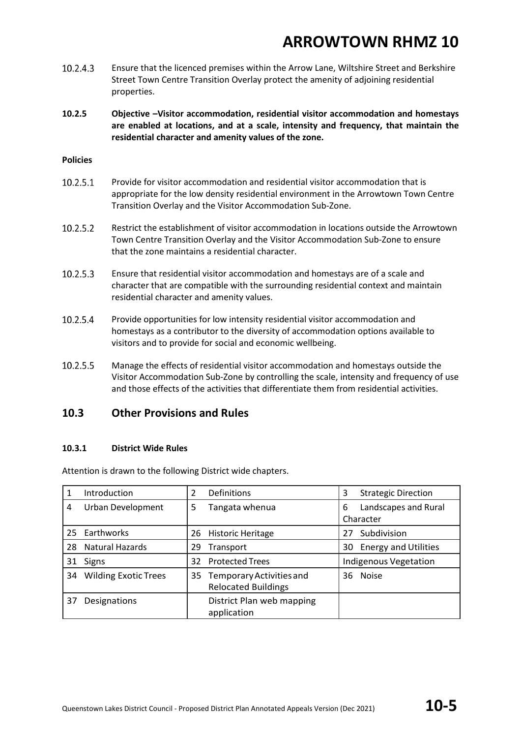10.2.4.3 Ensure that the licenced premises within the Arrow Lane, Wiltshire Street and Berkshire Street Town Centre Transition Overlay protect the amenity of adjoining residential properties.

**10.2.5 Objective –Visitor accommodation, residential visitor accommodation and homestays are enabled at locations, and at a scale, intensity and frequency, that maintain the residential character and amenity values of the zone.**

**Policies**

10.2.5.1 Provide for visitor accommodation and residential visitor accommodation that is appropriate for the low density residential environment in the Arrowtown Town Centre Transition Overlay and the Visitor Accommodation Sub-Zone.

10.2.5.2 Restrict the establishment of visitor accommodation in locations outside the Arrowtown Town Centre Transition Overlay and the Visitor Accommodation Sub-Zone to ensure that the zone maintains a residential character.

10.2.5.3 Ensure that residential visitor accommodation and homestays are of a scale and character that are compatible with the surrounding residential context and maintain residential character and amenity values.

10.2.5.4 Provide opportunities for low intensity residential visitor accommodation and homestays as a contributor to the diversity of accommodation options available to visitors and to provide for social and economic wellbeing.

10.2.5.5 Manage the effects of residential visitor accommodation and homestays outside the Visitor Accommodation Sub-Zone by controlling the scale, intensity and frequency of use and those effects of the activities that differentiate them from residential activities.

## 10.3 Other Provisions and Rules

### 10.3.1 District Wide Rules

Attention is drawn to the following District wide chapters.

| | | |
|---|---|---|
| 1 Introduction | 2 Definitions | 3 Strategic Direction |
| 4 Urban Development | 5 Tangata whenua | 6 Landscapes and Rural Character |
| 25 Earthworks | 26 Historic Heritage | 27 Subdivision |
| 28 Natural Hazards | 29 Transport | 30 Energy and Utilities |
| 31 Signs | 32 Protected Trees | Indigenous Vegetation |
| 34 Wilding Exotic Trees | 35 Temporary Activities and Relocated Buildings | 36 Noise |
| 37 Designations | District Plan web mapping application | |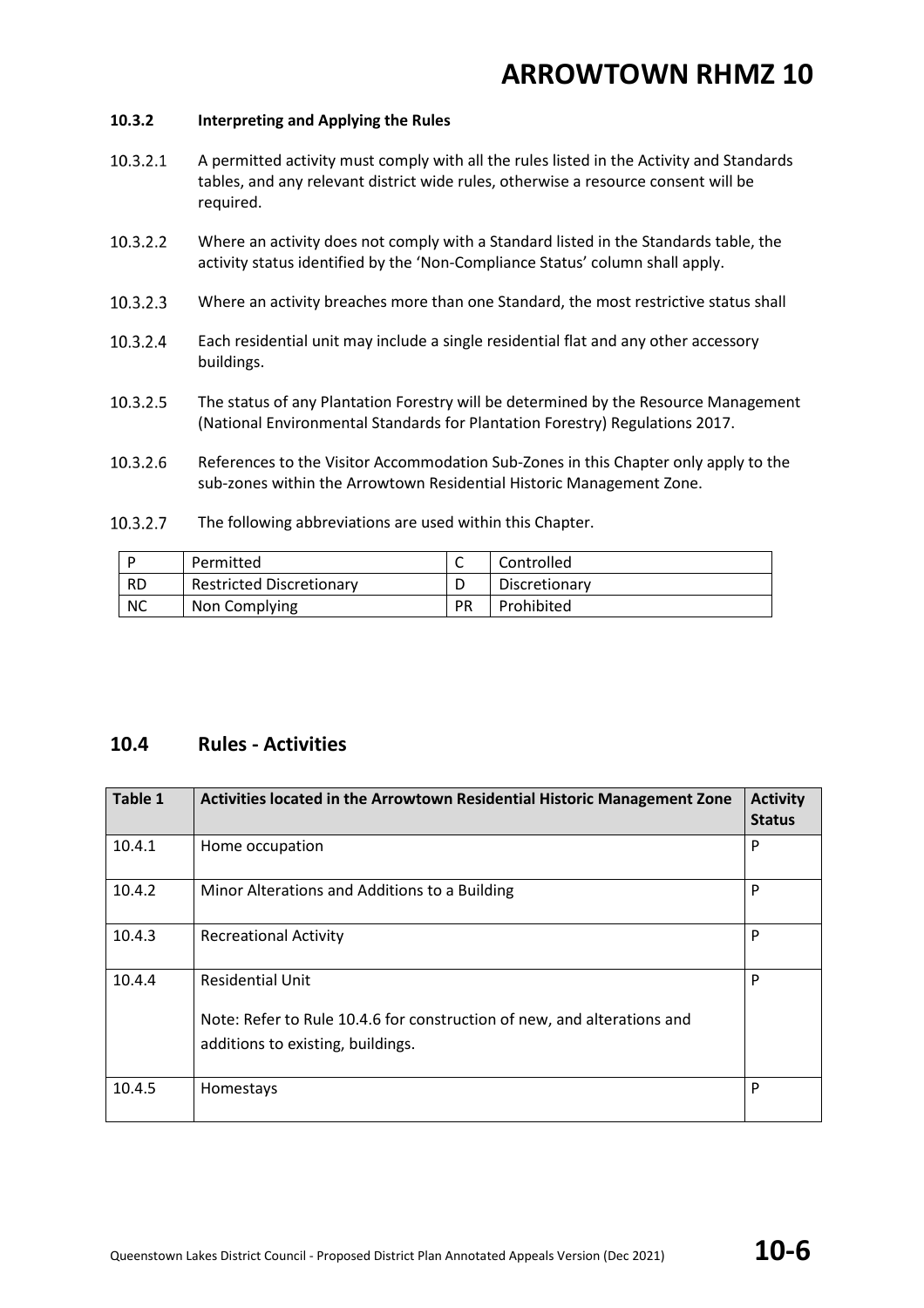#### 10.3.2 Interpreting and Applying the Rules

10.3.2.1 A permitted activity must comply with all the rules listed in the Activity and Standards tables, and any relevant district wide rules, otherwise a resource consent will be required.

10.3.2.2 Where an activity does not comply with a Standard listed in the Standards table, the activity status identified by the 'Non-Compliance Status' column shall apply.

10.3.2.3 Where an activity breaches more than one Standard, the most restrictive status shall

10.3.2.4 Each residential unit may include a single residential flat and any other accessory buildings.

10.3.2.5 The status of any Plantation Forestry will be determined by the Resource Management (National Environmental Standards for Plantation Forestry) Regulations 2017.

10.3.2.6 References to the Visitor Accommodation Sub-Zones in this Chapter only apply to the sub-zones within the Arrowtown Residential Historic Management Zone.

10.3.2.7 The following abbreviations are used within this Chapter.

| P | Permitted | C | Controlled |
|---|---|---|---|
| RD | Restricted Discretionary | D | Discretionary |
| NC | Non Complying | PR | Prohibited |

## 10.4 Rules - Activities

| Table 1 | Activities located in the Arrowtown Residential Historic Management Zone | Activity Status |
|---|---|---|
| 10.4.1 | Home occupation | P |
| 10.4.2 | Minor Alterations and Additions to a Building | P |
| 10.4.3 | Recreational Activity | P |
| 10.4.4 | Residential Unit<br><br>Note: Refer to Rule 10.4.6 for construction of new, and alterations and additions to existing, buildings. | P |
| 10.4.5 | Homestays | P |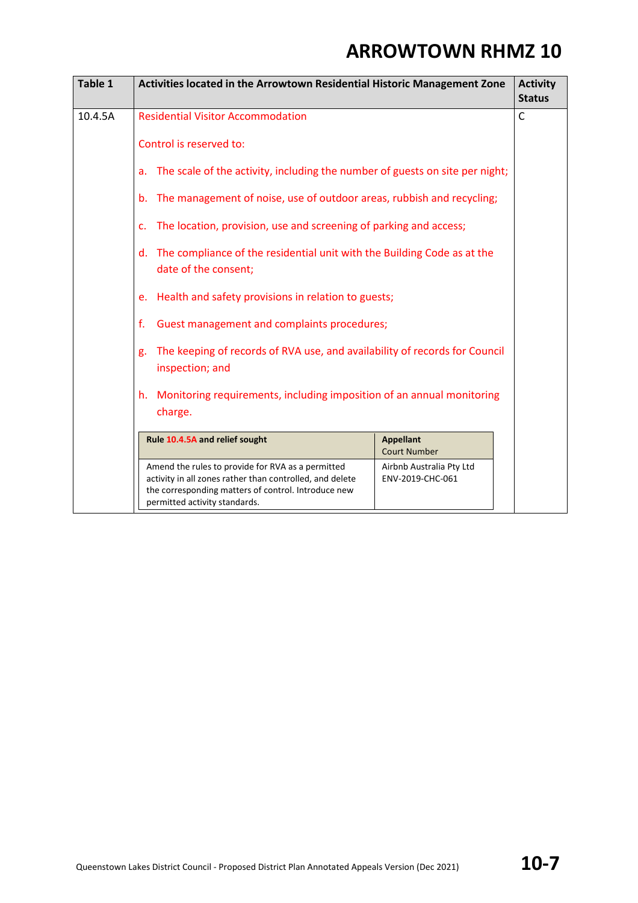# ARROWTOWN RHMZ 10

| Table 1 | Activities located in the Arrowtown Residential Historic Management Zone | Activity Status |
|---|---|---|
| 10.4.5A | Residential Visitor Accommodation<br><br>Control is reserved to:<br><br>a. The scale of the activity, including the number of guests on site per night;<br><br>b. The management of noise, use of outdoor areas, rubbish and recycling;<br><br>c. The location, provision, use and screening of parking and access;<br><br>d. The compliance of the residential unit with the Building Code as at the date of the consent;<br><br>e. Health and safety provisions in relation to guests;<br><br>f. Guest management and complaints procedures;<br><br>g. The keeping of records of RVA use, and availability of records for Council inspection; and<br><br>h. Monitoring requirements, including imposition of an annual monitoring charge. | C |

| Rule 10.4.5A and relief sought | Appellant<br>Court Number |
|---|---|
| Amend the rules to provide for RVA as a permitted activity in all zones rather than controlled, and delete the corresponding matters of control. Introduce new permitted activity standards. | Airbnb Australia Pty Ltd<br>ENV-2019-CHC-061 |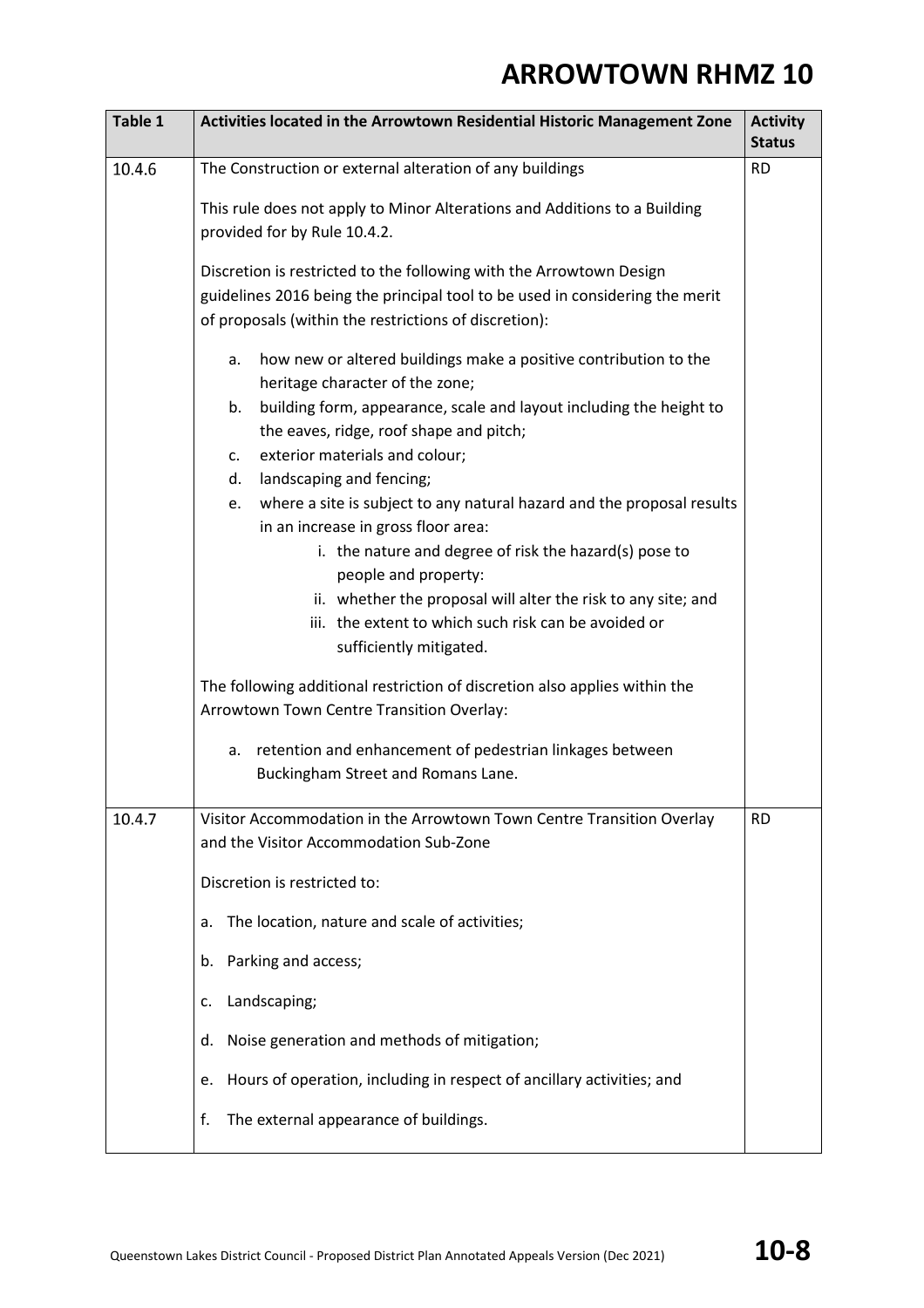| Table 1 | Activities located in the Arrowtown Residential Historic Management Zone | Activity Status |
|---|---|---|
| 10.4.6 | The Construction or external alteration of any buildings<br><br>This rule does not apply to Minor Alterations and Additions to a Building provided for by Rule 10.4.2.<br><br>Discretion is restricted to the following with the Arrowtown Design guidelines 2016 being the principal tool to be used in considering the merit of proposals (within the restrictions of discretion):<br><br>a. how new or altered buildings make a positive contribution to the heritage character of the zone;<br>b. building form, appearance, scale and layout including the height to the eaves, ridge, roof shape and pitch;<br>c. exterior materials and colour;<br>d. landscaping and fencing;<br>e. where a site is subject to any natural hazard and the proposal results in an increase in gross floor area:<br>i. the nature and degree of risk the hazard(s) pose to people and property:<br>ii. whether the proposal will alter the risk to any site; and<br>iii. the extent to which such risk can be avoided or sufficiently mitigated.<br><br>The following additional restriction of discretion also applies within the Arrowtown Town Centre Transition Overlay:<br><br>a. retention and enhancement of pedestrian linkages between Buckingham Street and Romans Lane. | RD |
| 10.4.7 | Visitor Accommodation in the Arrowtown Town Centre Transition Overlay and the Visitor Accommodation Sub-Zone<br><br>Discretion is restricted to:<br><br>a. The location, nature and scale of activities;<br><br>b. Parking and access;<br><br>c. Landscaping;<br><br>d. Noise generation and methods of mitigation;<br><br>e. Hours of operation, including in respect of ancillary activities; and<br><br>f. The external appearance of buildings. | RD |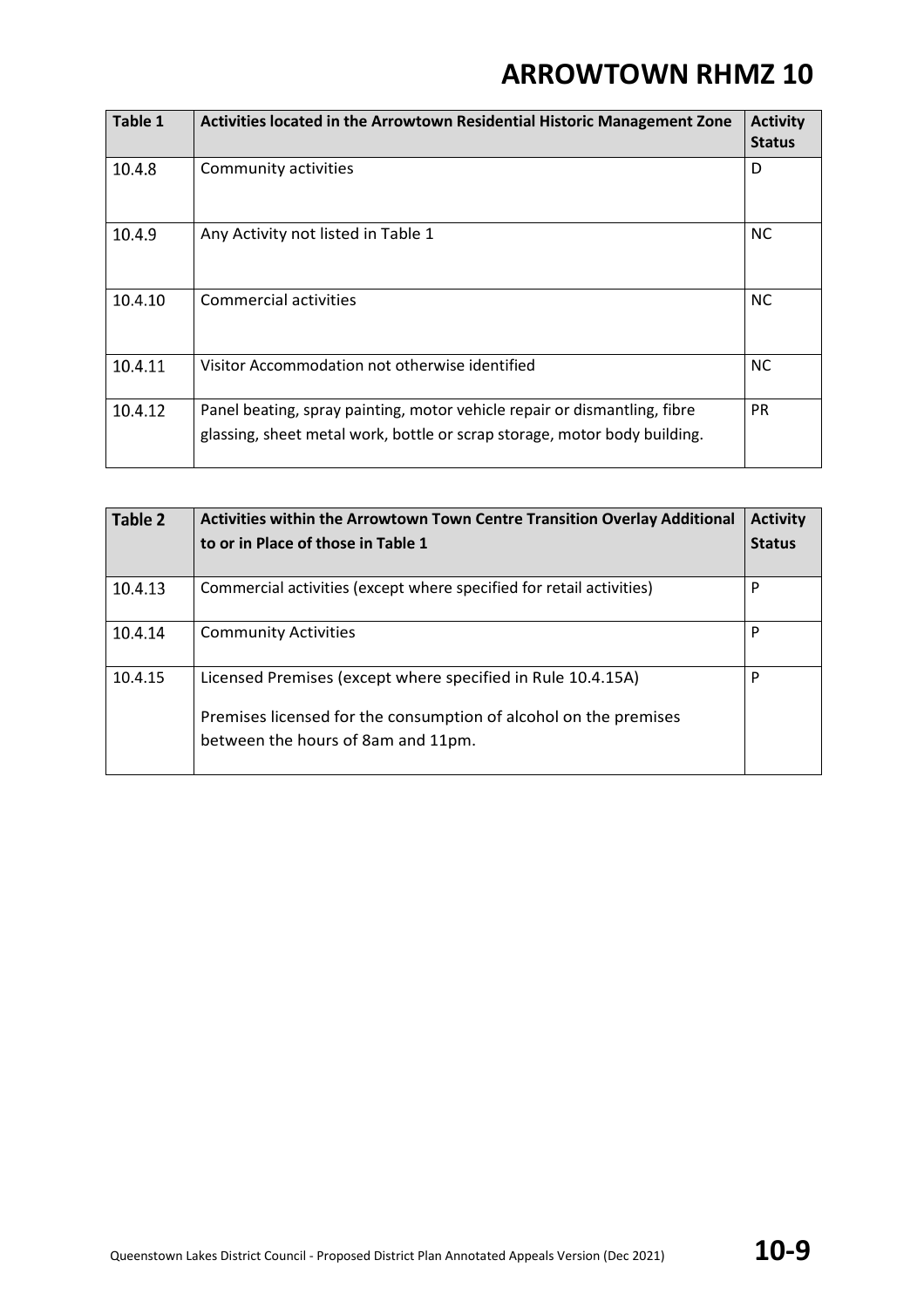| Table 1 | Activities located in the Arrowtown Residential Historic Management Zone | Activity Status |
|---|---|---|
| 10.4.8 | Community activities | D |
| 10.4.9 | Any Activity not listed in Table 1 | NC |
| 10.4.10 | Commercial activities | NC |
| 10.4.11 | Visitor Accommodation not otherwise identified | NC |
| 10.4.12 | Panel beating, spray painting, motor vehicle repair or dismantling, fibre glassing, sheet metal work, bottle or scrap storage, motor body building. | PR |

| Table 2 | Activities within the Arrowtown Town Centre Transition Overlay Additional to or in Place of those in Table 1 | Activity Status |
|---|---|---|
| 10.4.13 | Commercial activities (except where specified for retail activities) | P |
| 10.4.14 | Community Activities | P |
| 10.4.15 | Licensed Premises (except where specified in Rule 10.4.15A)<br><br>Premises licensed for the consumption of alcohol on the premises between the hours of 8am and 11pm. | P |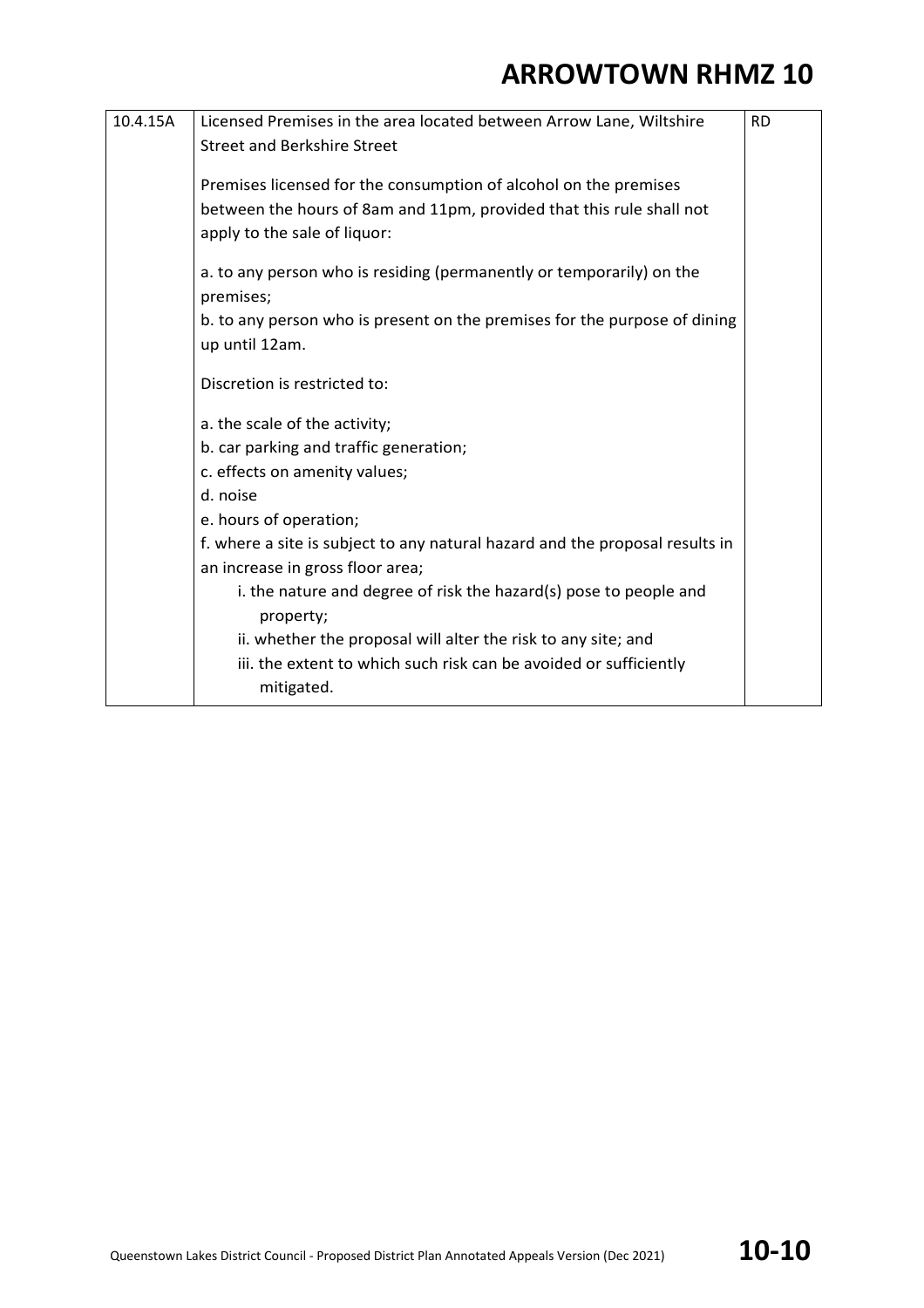| 10.4.15A | Licensed Premises in the area located between Arrow Lane, Wiltshire Street and Berkshire Street<br><br>Premises licensed for the consumption of alcohol on the premises between the hours of 8am and 11pm, provided that this rule shall not apply to the sale of liquor:<br><br>a. to any person who is residing (permanently or temporarily) on the premises;<br>b. to any person who is present on the premises for the purpose of dining up until 12am.<br><br>Discretion is restricted to:<br><br>a. the scale of the activity;<br>b. car parking and traffic generation;<br>c. effects on amenity values;<br>d. noise<br>e. hours of operation;<br>f. where a site is subject to any natural hazard and the proposal results in an increase in gross floor area;<br>i. the nature and degree of risk the hazard(s) pose to people and property;<br>ii. whether the proposal will alter the risk to any site; and<br>iii. the extent to which such risk can be avoided or sufficiently mitigated. | RD |
|---|---|---|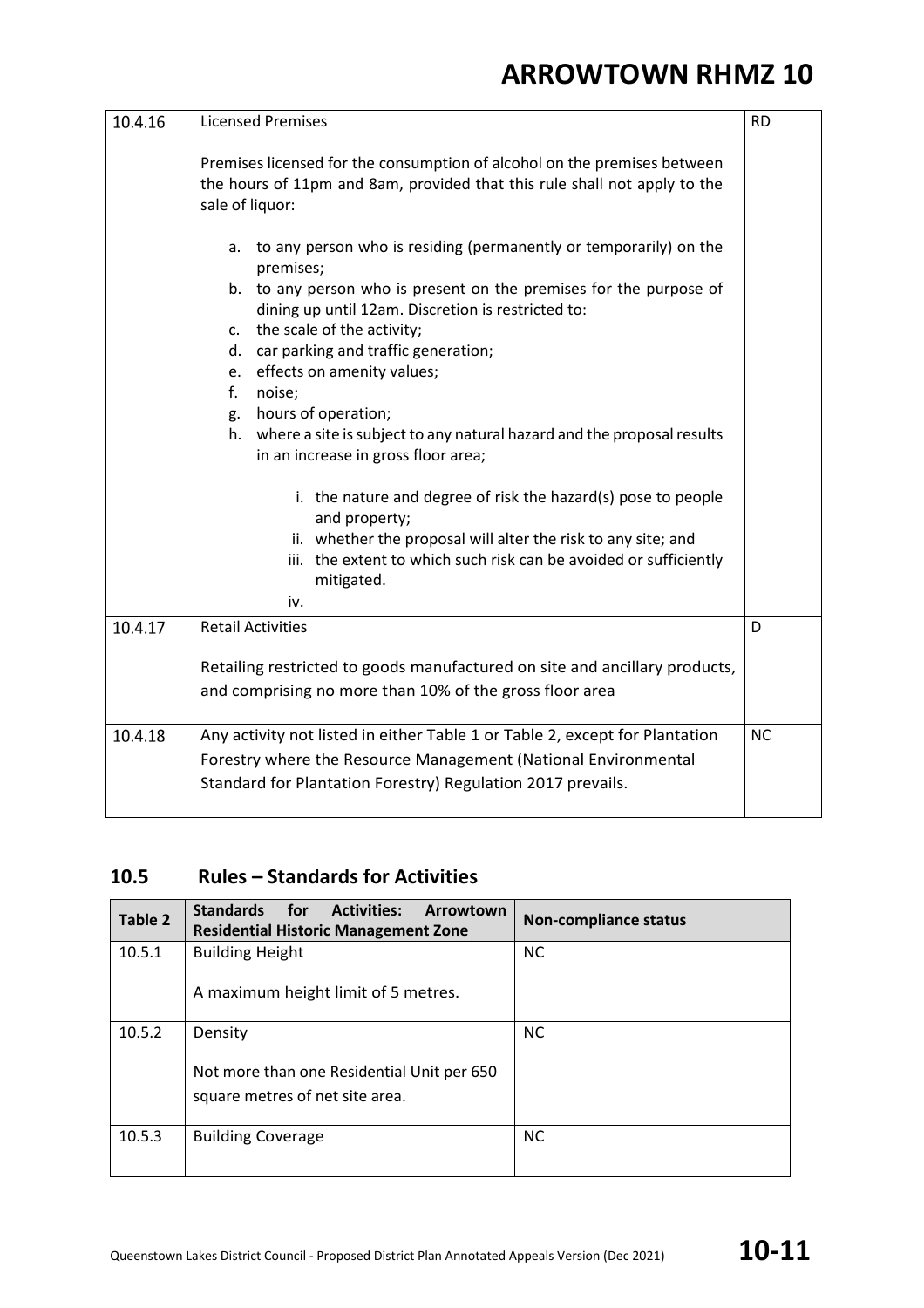| | | |
|---|---|---|
| 10.4.16 | Licensed Premises<br><br>Premises licensed for the consumption of alcohol on the premises between the hours of 11pm and 8am, provided that this rule shall not apply to the sale of liquor:<br><br>a. to any person who is residing (permanently or temporarily) on the premises;<br>b. to any person who is present on the premises for the purpose of dining up until 12am. Discretion is restricted to:<br>c. the scale of the activity;<br>d. car parking and traffic generation;<br>e. effects on amenity values;<br>f. noise;<br>g. hours of operation;<br>h. where a site is subject to any natural hazard and the proposal results in an increase in gross floor area;<br><br>i. the nature and degree of risk the hazard(s) pose to people and property;<br>ii. whether the proposal will alter the risk to any site; and<br>iii. the extent to which such risk can be avoided or sufficiently mitigated.<br>iv. | RD |
| 10.4.17 | Retail Activities<br><br>Retailing restricted to goods manufactured on site and ancillary products, and comprising no more than 10% of the gross floor area | D |
| 10.4.18 | Any activity not listed in either Table 1 or Table 2, except for Plantation Forestry where the Resource Management (National Environmental Standard for Plantation Forestry) Regulation 2017 prevails. | NC |

## 10.5 Rules – Standards for Activities

| Table 2 | Standards for Activities: Arrowtown Residential Historic Management Zone | Non-compliance status |
|---|---|---|
| 10.5.1 | Building Height<br><br>A maximum height limit of 5 metres. | NC |
| 10.5.2 | Density<br><br>Not more than one Residential Unit per 650 square metres of net site area. | NC |
| 10.5.3 | Building Coverage | NC |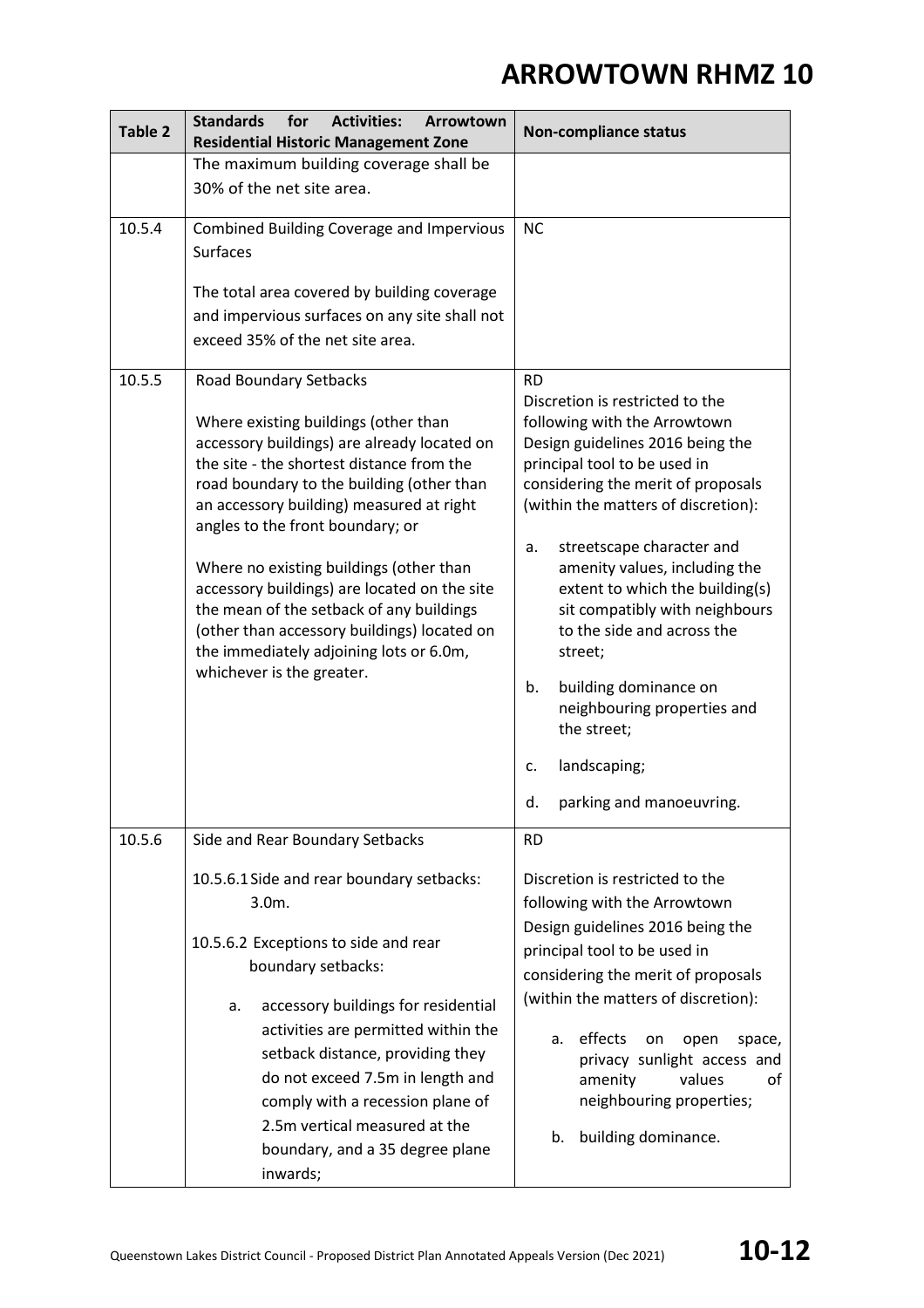| Table 2 | Standards for Activities: Arrowtown Residential Historic Management Zone | Non-compliance status |
|---|---|---|
| | The maximum building coverage shall be 30% of the net site area. | |
| 10.5.4 | Combined Building Coverage and Impervious Surfaces<br><br>The total area covered by building coverage and impervious surfaces on any site shall not exceed 35% of the net site area. | NC |
| 10.5.5 | Road Boundary Setbacks<br><br>Where existing buildings (other than accessory buildings) are already located on the site - the shortest distance from the road boundary to the building (other than an accessory building) measured at right angles to the front boundary; or<br><br>Where no existing buildings (other than accessory buildings) are located on the site the mean of the setback of any buildings (other than accessory buildings) located on the immediately adjoining lots or 6.0m, whichever is the greater. | RD<br>Discretion is restricted to the following with the Arrowtown Design guidelines 2016 being the principal tool to be used in considering the merit of proposals (within the matters of discretion):<br><br>a. streetscape character and amenity values, including the extent to which the building(s) sit compatibly with neighbours to the side and across the street;<br><br>b. building dominance on neighbouring properties and the street;<br><br>c. landscaping;<br><br>d. parking and manoeuvring. |
| 10.5.6 | Side and Rear Boundary Setbacks<br><br>10.5.6.1 Side and rear boundary setbacks: 3.0m.<br><br>10.5.6.2 Exceptions to side and rear boundary setbacks:<br><br>a. accessory buildings for residential activities are permitted within the setback distance, providing they do not exceed 7.5m in length and comply with a recession plane of 2.5m vertical measured at the boundary, and a 35 degree plane inwards; | RD<br><br>Discretion is restricted to the following with the Arrowtown Design guidelines 2016 being the principal tool to be used in considering the merit of proposals (within the matters of discretion):<br><br>a. effects on open space, privacy sunlight access and amenity values of neighbouring properties;<br><br>b. building dominance. |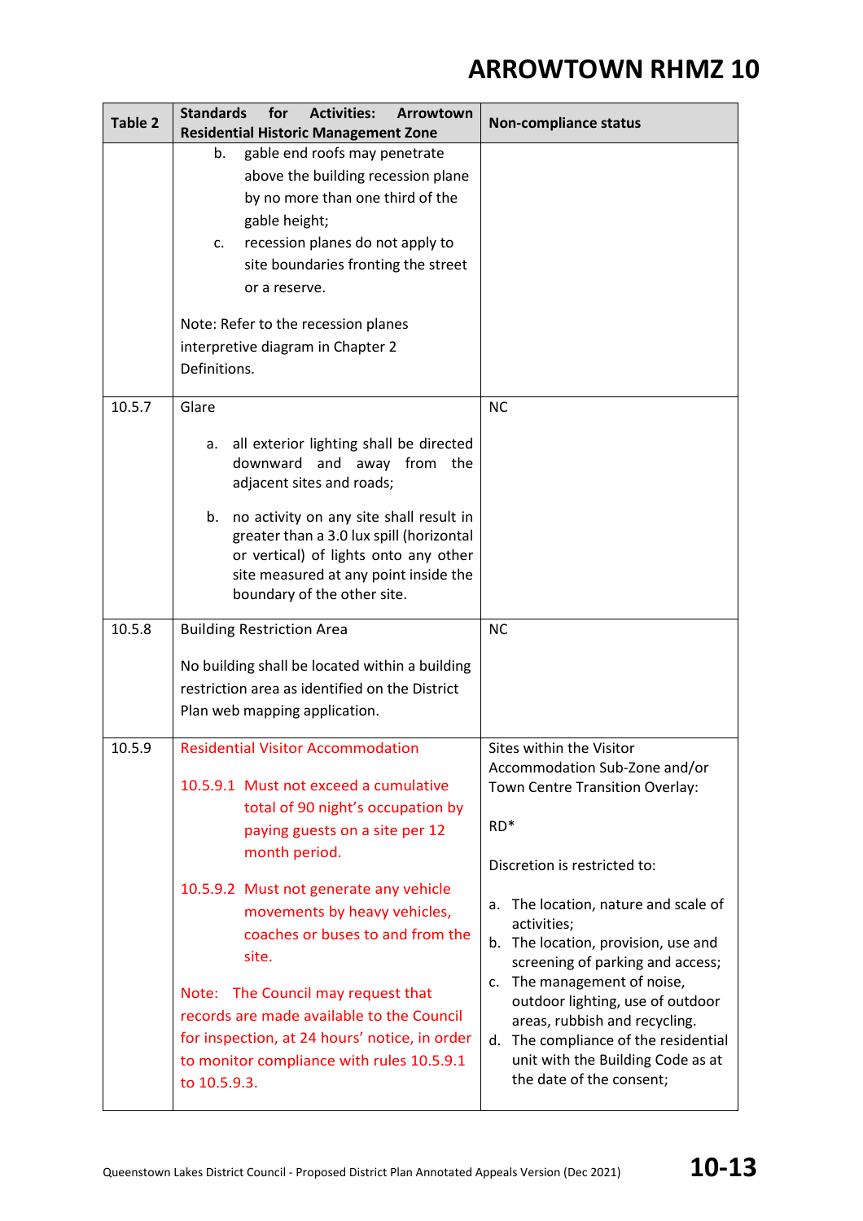# ARROWTOWN RHMZ 10

| Table 2 | Standards for Activities: Arrowtown Residential Historic Management Zone | Non-compliance status |
|---|---|---|
| | b. gable end roofs may penetrate above the building recession plane by no more than one third of the gable height;<br>c. recession planes do not apply to site boundaries fronting the street or a reserve.<br><br>Note: Refer to the recession planes interpretive diagram in Chapter 2 Definitions. | |
| 10.5.7 | Glare<br><br>a. all exterior lighting shall be directed downward and away from the adjacent sites and roads;<br><br>b. no activity on any site shall result in greater than a 3.0 lux spill (horizontal or vertical) of lights onto any other site measured at any point inside the boundary of the other site. | NC |
| 10.5.8 | Building Restriction Area<br><br>No building shall be located within a building restriction area as identified on the District Plan web mapping application. | NC |
| 10.5.9 | Residential Visitor Accommodation<br><br>10.5.9.1 Must not exceed a cumulative total of 90 night's occupation by paying guests on a site per 12 month period.<br><br>10.5.9.2 Must not generate any vehicle movements by heavy vehicles, coaches or buses to and from the site.<br><br>Note: The Council may request that records are made available to the Council for inspection, at 24 hours' notice, in order to monitor compliance with rules 10.5.9.1 to 10.5.9.3. | Sites within the Visitor Accommodation Sub-Zone and/or Town Centre Transition Overlay:<br><br>RD*<br><br>Discretion is restricted to:<br><br>a. The location, nature and scale of activities;<br>b. The location, provision, use and screening of parking and access;<br>c. The management of noise, outdoor lighting, use of outdoor areas, rubbish and recycling.<br>d. The compliance of the residential unit with the Building Code as at the date of the consent; |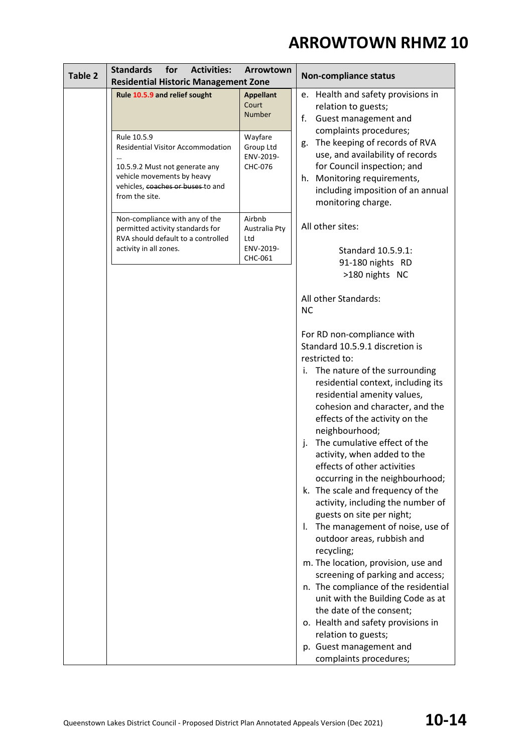# ARROWTOWN RHMZ 10

| Table 2 | Standards for Activities: Arrowtown Residential Historic Management Zone | | Non-compliance status |
|---|---|---|---|
| | **Rule 10.5.9 and relief sought** | **Appellant** Court Number | e. Health and safety provisions in relation to guests;<br>f. Guest management and complaints procedures;<br>g. The keeping of records of RVA use, and availability of records for Council inspection; and<br>h. Monitoring requirements, including imposition of an annual monitoring charge.<br><br>All other sites:<br><br>Standard 10.5.9.1:<br>91-180 nights RD<br>>180 nights NC<br><br>All other Standards:<br>NC<br><br>For RD non-compliance with Standard 10.5.9.1 discretion is restricted to:<br>i. The nature of the surrounding residential context, including its residential amenity values, cohesion and character, and the effects of the activity on the neighbourhood;<br>j. The cumulative effect of the activity, when added to the effects of other activities occurring in the neighbourhood;<br>k. The scale and frequency of the activity, including the number of guests on site per night;<br>l. The management of noise, use of outdoor areas, rubbish and recycling;<br>m. The location, provision, use and screening of parking and access;<br>n. The compliance of the residential unit with the Building Code as at the date of the consent;<br>o. Health and safety provisions in relation to guests;<br>p. Guest management and complaints procedures; |
| | Rule 10.5.9<br>Residential Visitor Accommodation<br>…<br>10.5.9.2 Must not generate any vehicle movements by heavy vehicles, ~~coaches or buses~~ to and from the site. | Wayfare Group Ltd ENV-2019-CHC-076 | |
| | Non-compliance with any of the permitted activity standards for RVA should default to a controlled activity in all zones. | Airbnb Australia Pty Ltd ENV-2019-CHC-061 | |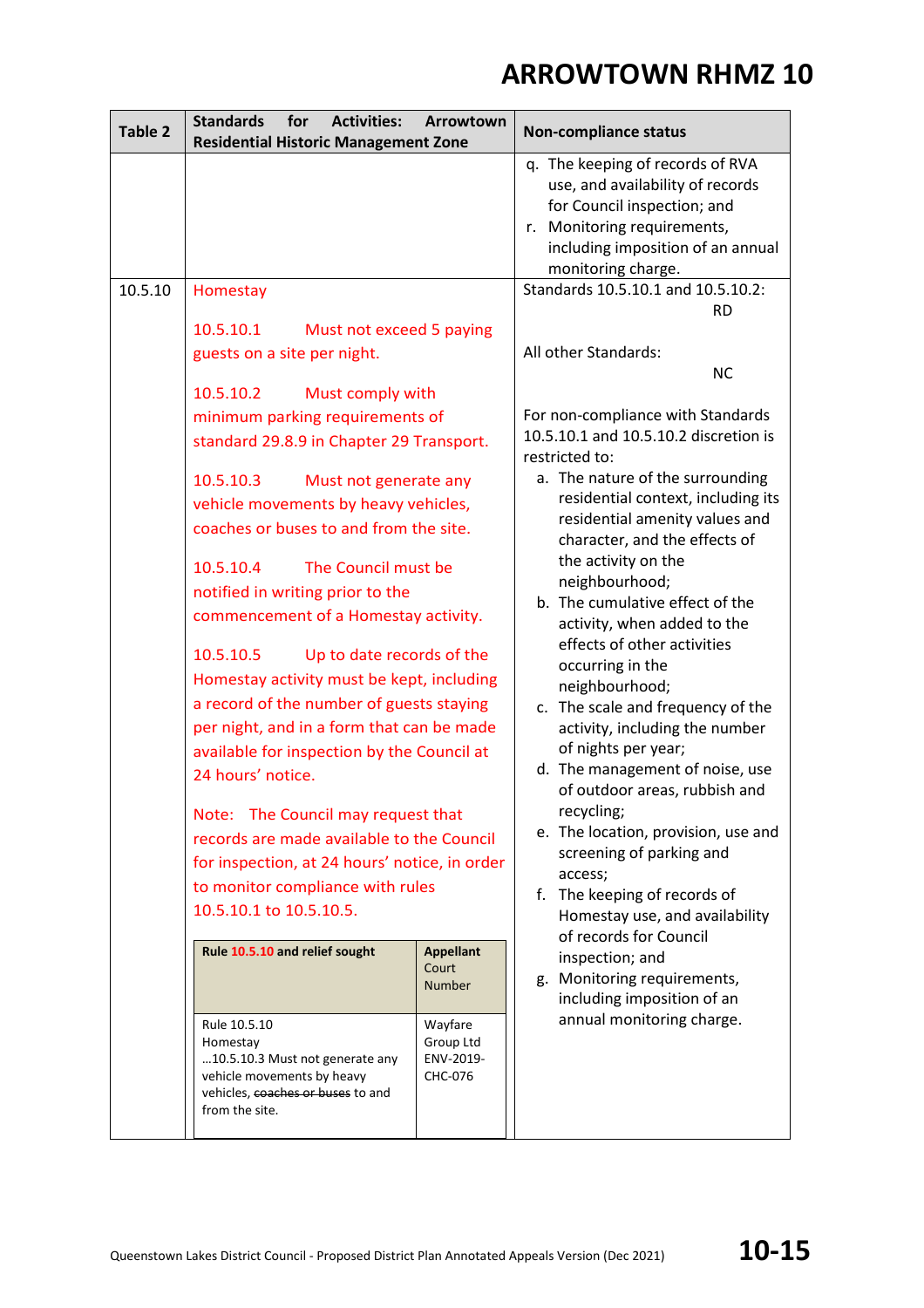# ARROWTOWN RHMZ 10

| Table 2 | Standards for Activities: Arrowtown Residential Historic Management Zone | Non-compliance status |
|---|---|---|
| | | q. The keeping of records of RVA use, and availability of records for Council inspection; and<br>r. Monitoring requirements, including imposition of an annual monitoring charge. |
| 10.5.10 | Homestay<br><br>10.5.10.1 Must not exceed 5 paying guests on a site per night.<br><br>10.5.10.2 Must comply with minimum parking requirements of standard 29.8.9 in Chapter 29 Transport.<br><br>10.5.10.3 Must not generate any vehicle movements by heavy vehicles, coaches or buses to and from the site.<br><br>10.5.10.4 The Council must be notified in writing prior to the commencement of a Homestay activity.<br><br>10.5.10.5 Up to date records of the Homestay activity must be kept, including a record of the number of guests staying per night, and in a form that can be made available for inspection by the Council at 24 hours' notice.<br><br>Note: The Council may request that records are made available to the Council for inspection, at 24 hours' notice, in order to monitor compliance with rules 10.5.10.1 to 10.5.10.5.<br><br>**Rule 10.5.10 and relief sought** — **Appellant Court Number**<br>Rule 10.5.10 Homestay …10.5.10.3 Must not generate any vehicle movements by heavy vehicles, ~~coaches or buses~~ to and from the site. — Wayfare Group Ltd ENV-2019-CHC-076 | Standards 10.5.10.1 and 10.5.10.2: RD<br><br>All other Standards: NC<br><br>For non-compliance with Standards 10.5.10.1 and 10.5.10.2 discretion is restricted to:<br>a. The nature of the surrounding residential context, including its residential amenity values and character, and the effects of the activity on the neighbourhood;<br>b. The cumulative effect of the activity, when added to the effects of other activities occurring in the neighbourhood;<br>c. The scale and frequency of the activity, including the number of nights per year;<br>d. The management of noise, use of outdoor areas, rubbish and recycling;<br>e. The location, provision, use and screening of parking and access;<br>f. The keeping of records of Homestay use, and availability of records for Council inspection; and<br>g. Monitoring requirements, including imposition of an annual monitoring charge. |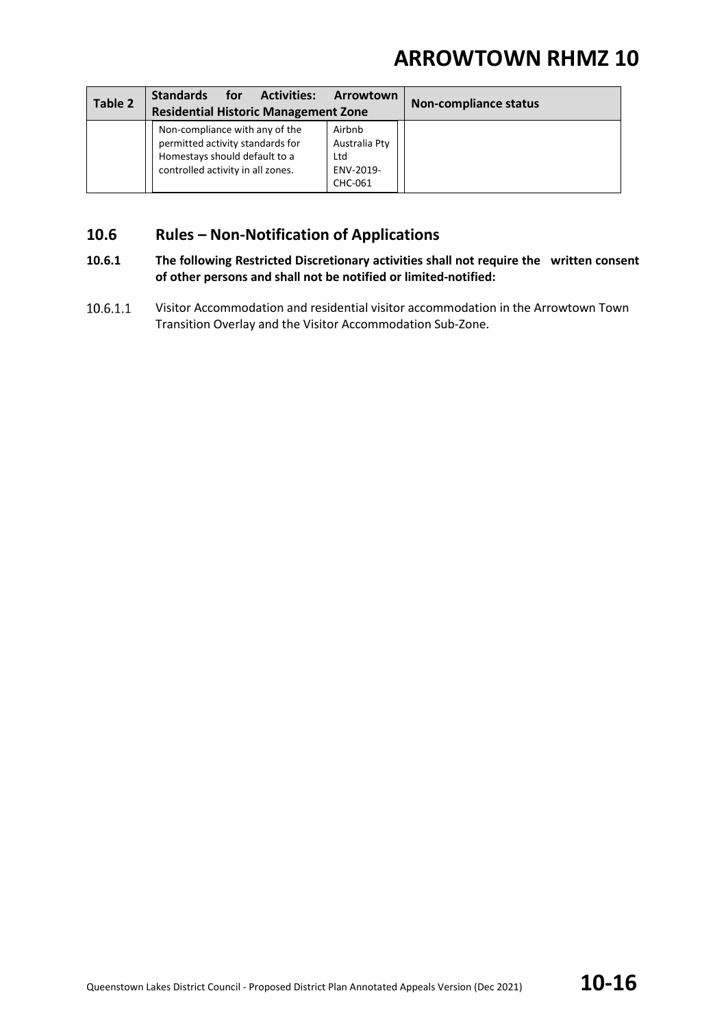| Table 2 | Standards for Activities: Arrowtown Residential Historic Management Zone | | Non-compliance status |
|---|---|---|---|
| | Non-compliance with any of the permitted activity standards for Homestays should default to a controlled activity in all zones. | Airbnb Australia Pty Ltd ENV-2019-CHC-061 | |

## 10.6 Rules – Non-Notification of Applications

**10.6.1 The following Restricted Discretionary activities shall not require the written consent of other persons and shall not be notified or limited-notified:**

10.6.1.1 Visitor Accommodation and residential visitor accommodation in the Arrowtown Town Transition Overlay and the Visitor Accommodation Sub-Zone.